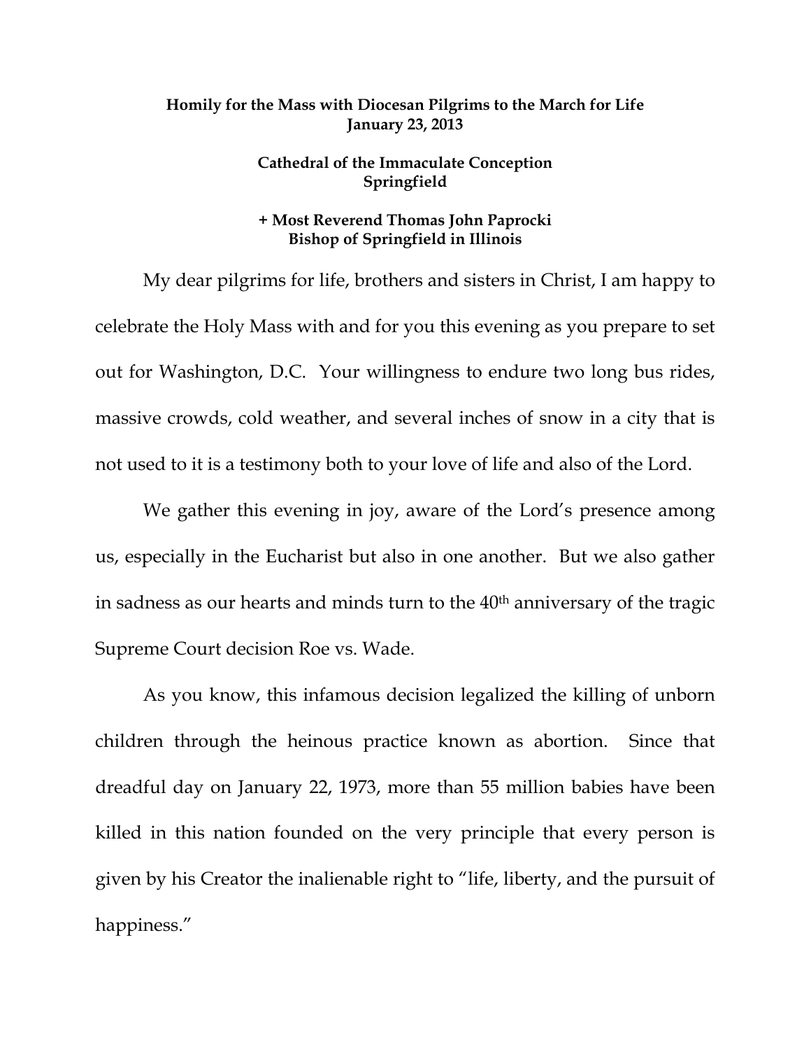**Homily for the Mass with Diocesan Pilgrims to the March for Life**
**January 23, 2013**

**Cathedral of the Immaculate Conception**
**Springfield**

**+ Most Reverend Thomas John Paprocki**
**Bishop of Springfield in Illinois**

My dear pilgrims for life, brothers and sisters in Christ, I am happy to celebrate the Holy Mass with and for you this evening as you prepare to set out for Washington, D.C. Your willingness to endure two long bus rides, massive crowds, cold weather, and several inches of snow in a city that is not used to it is a testimony both to your love of life and also of the Lord.

We gather this evening in joy, aware of the Lord's presence among us, especially in the Eucharist but also in one another. But we also gather in sadness as our hearts and minds turn to the 40th anniversary of the tragic Supreme Court decision Roe vs. Wade.

As you know, this infamous decision legalized the killing of unborn children through the heinous practice known as abortion. Since that dreadful day on January 22, 1973, more than 55 million babies have been killed in this nation founded on the very principle that every person is given by his Creator the inalienable right to "life, liberty, and the pursuit of happiness."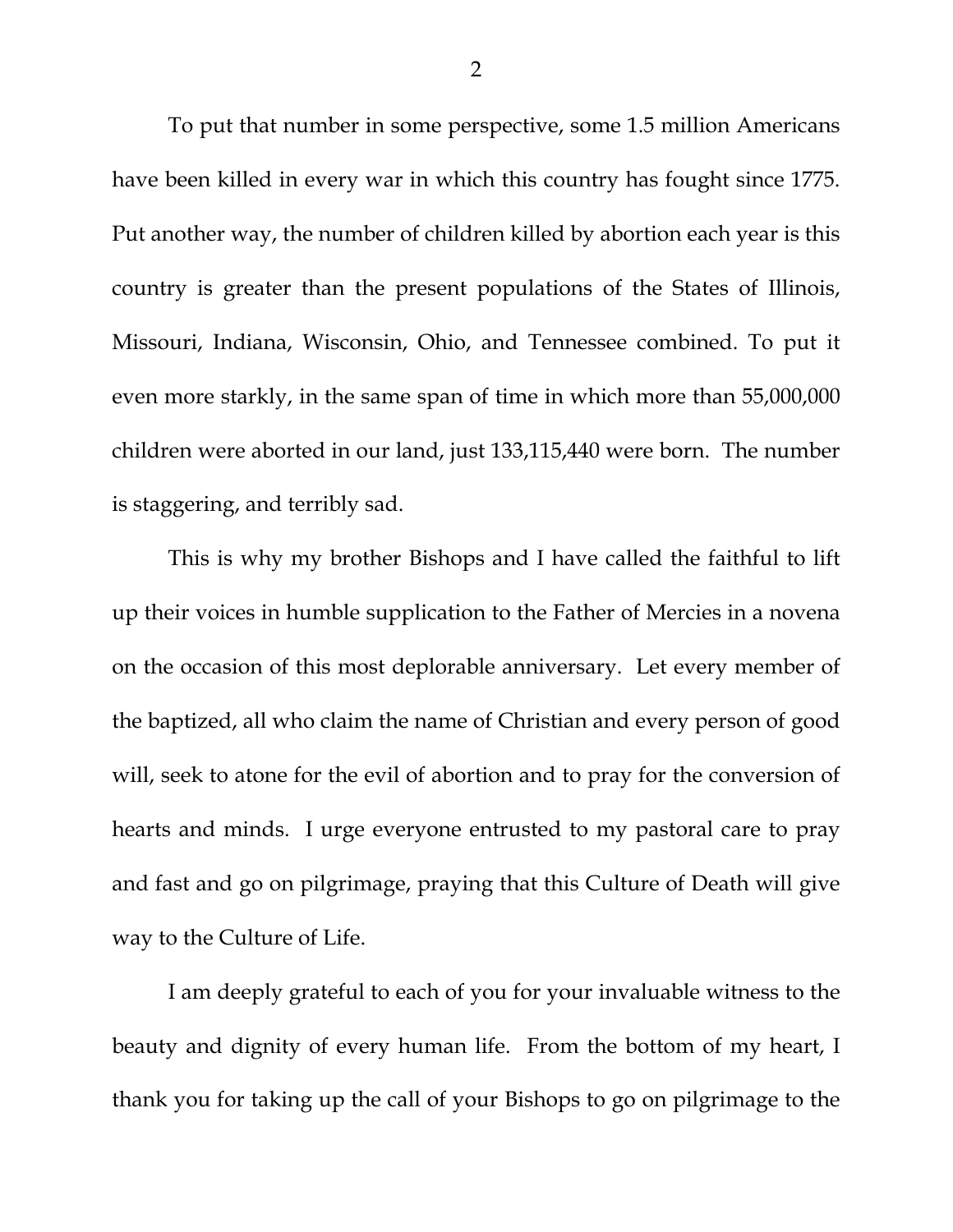To put that number in some perspective, some 1.5 million Americans have been killed in every war in which this country has fought since 1775. Put another way, the number of children killed by abortion each year is this country is greater than the present populations of the States of Illinois, Missouri, Indiana, Wisconsin, Ohio, and Tennessee combined. To put it even more starkly, in the same span of time in which more than 55,000,000 children were aborted in our land, just 133,115,440 were born. The number is staggering, and terribly sad.

This is why my brother Bishops and I have called the faithful to lift up their voices in humble supplication to the Father of Mercies in a novena on the occasion of this most deplorable anniversary. Let every member of the baptized, all who claim the name of Christian and every person of good will, seek to atone for the evil of abortion and to pray for the conversion of hearts and minds. I urge everyone entrusted to my pastoral care to pray and fast and go on pilgrimage, praying that this Culture of Death will give way to the Culture of Life.

I am deeply grateful to each of you for your invaluable witness to the beauty and dignity of every human life. From the bottom of my heart, I thank you for taking up the call of your Bishops to go on pilgrimage to the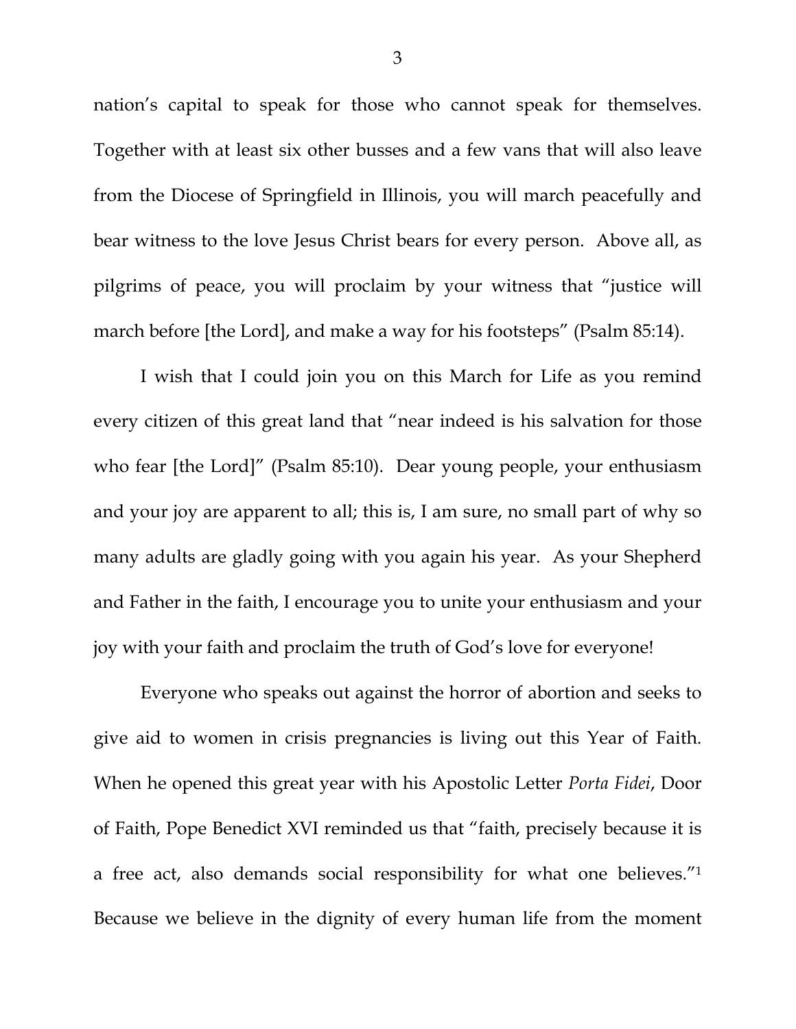nation's capital to speak for those who cannot speak for themselves. Together with at least six other busses and a few vans that will also leave from the Diocese of Springfield in Illinois, you will march peacefully and bear witness to the love Jesus Christ bears for every person. Above all, as pilgrims of peace, you will proclaim by your witness that "justice will march before [the Lord], and make a way for his footsteps" (Psalm 85:14).

I wish that I could join you on this March for Life as you remind every citizen of this great land that "near indeed is his salvation for those who fear [the Lord]" (Psalm 85:10). Dear young people, your enthusiasm and your joy are apparent to all; this is, I am sure, no small part of why so many adults are gladly going with you again his year. As your Shepherd and Father in the faith, I encourage you to unite your enthusiasm and your joy with your faith and proclaim the truth of God's love for everyone!

Everyone who speaks out against the horror of abortion and seeks to give aid to women in crisis pregnancies is living out this Year of Faith. When he opened this great year with his Apostolic Letter *Porta Fidei*, Door of Faith, Pope Benedict XVI reminded us that "faith, precisely because it is a free act, also demands social responsibility for what one believes."[1] Because we believe in the dignity of every human life from the moment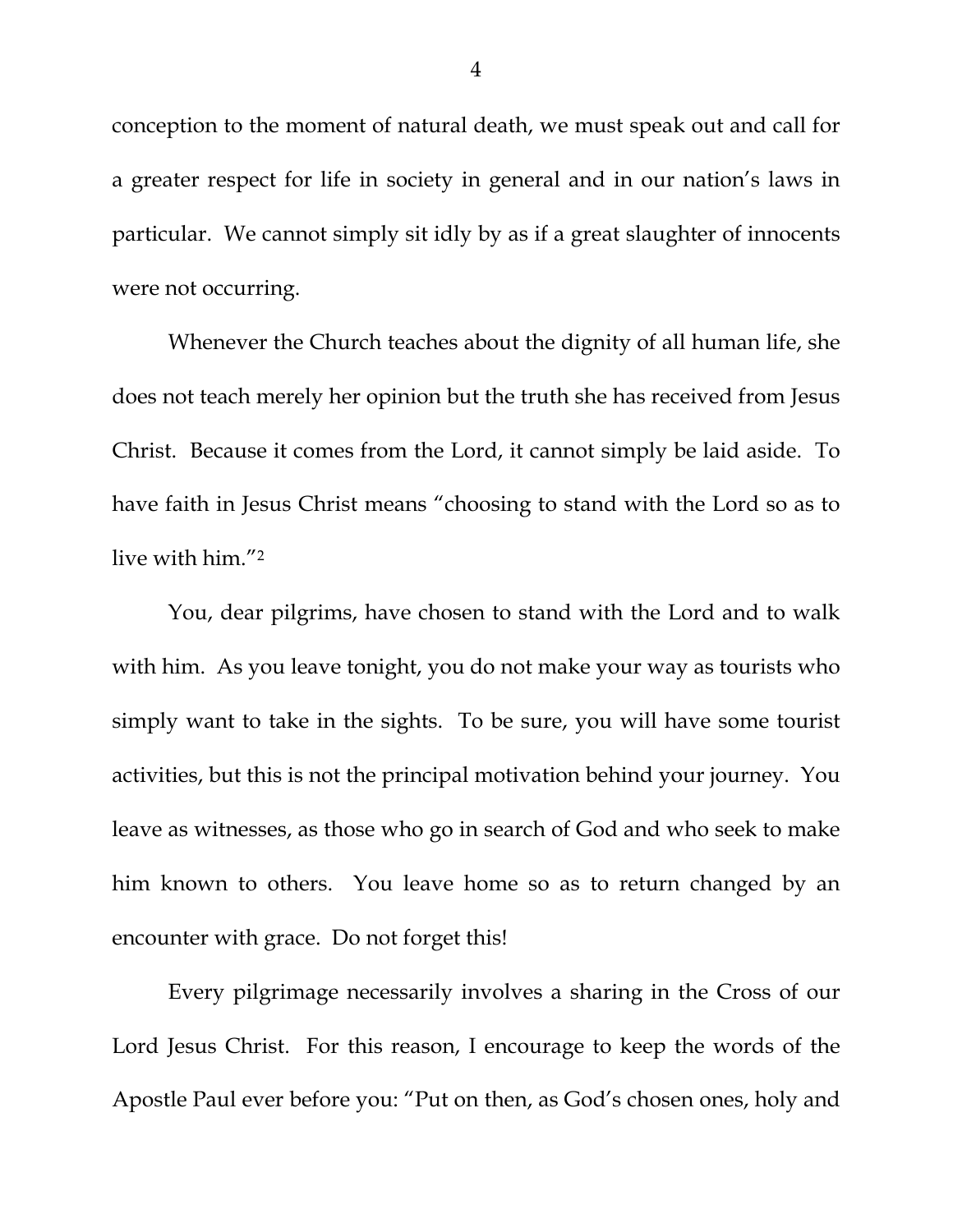conception to the moment of natural death, we must speak out and call for a greater respect for life in society in general and in our nation's laws in particular. We cannot simply sit idly by as if a great slaughter of innocents were not occurring.

Whenever the Church teaches about the dignity of all human life, she does not teach merely her opinion but the truth she has received from Jesus Christ. Because it comes from the Lord, it cannot simply be laid aside. To have faith in Jesus Christ means "choosing to stand with the Lord so as to live with him."[2]

You, dear pilgrims, have chosen to stand with the Lord and to walk with him. As you leave tonight, you do not make your way as tourists who simply want to take in the sights. To be sure, you will have some tourist activities, but this is not the principal motivation behind your journey. You leave as witnesses, as those who go in search of God and who seek to make him known to others. You leave home so as to return changed by an encounter with grace. Do not forget this!

Every pilgrimage necessarily involves a sharing in the Cross of our Lord Jesus Christ. For this reason, I encourage to keep the words of the Apostle Paul ever before you: "Put on then, as God's chosen ones, holy and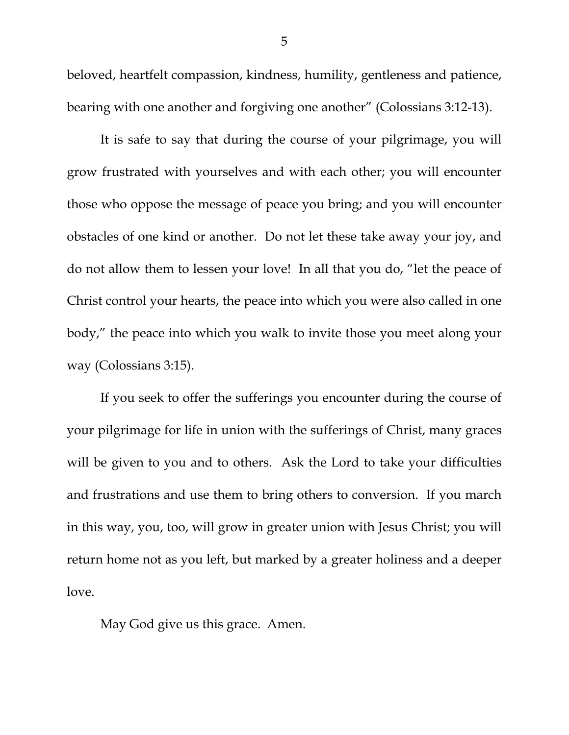beloved, heartfelt compassion, kindness, humility, gentleness and patience, bearing with one another and forgiving one another" (Colossians 3:12-13).

It is safe to say that during the course of your pilgrimage, you will grow frustrated with yourselves and with each other; you will encounter those who oppose the message of peace you bring; and you will encounter obstacles of one kind or another. Do not let these take away your joy, and do not allow them to lessen your love! In all that you do, "let the peace of Christ control your hearts, the peace into which you were also called in one body," the peace into which you walk to invite those you meet along your way (Colossians 3:15).

If you seek to offer the sufferings you encounter during the course of your pilgrimage for life in union with the sufferings of Christ, many graces will be given to you and to others. Ask the Lord to take your difficulties and frustrations and use them to bring others to conversion. If you march in this way, you, too, will grow in greater union with Jesus Christ; you will return home not as you left, but marked by a greater holiness and a deeper love.

May God give us this grace. Amen.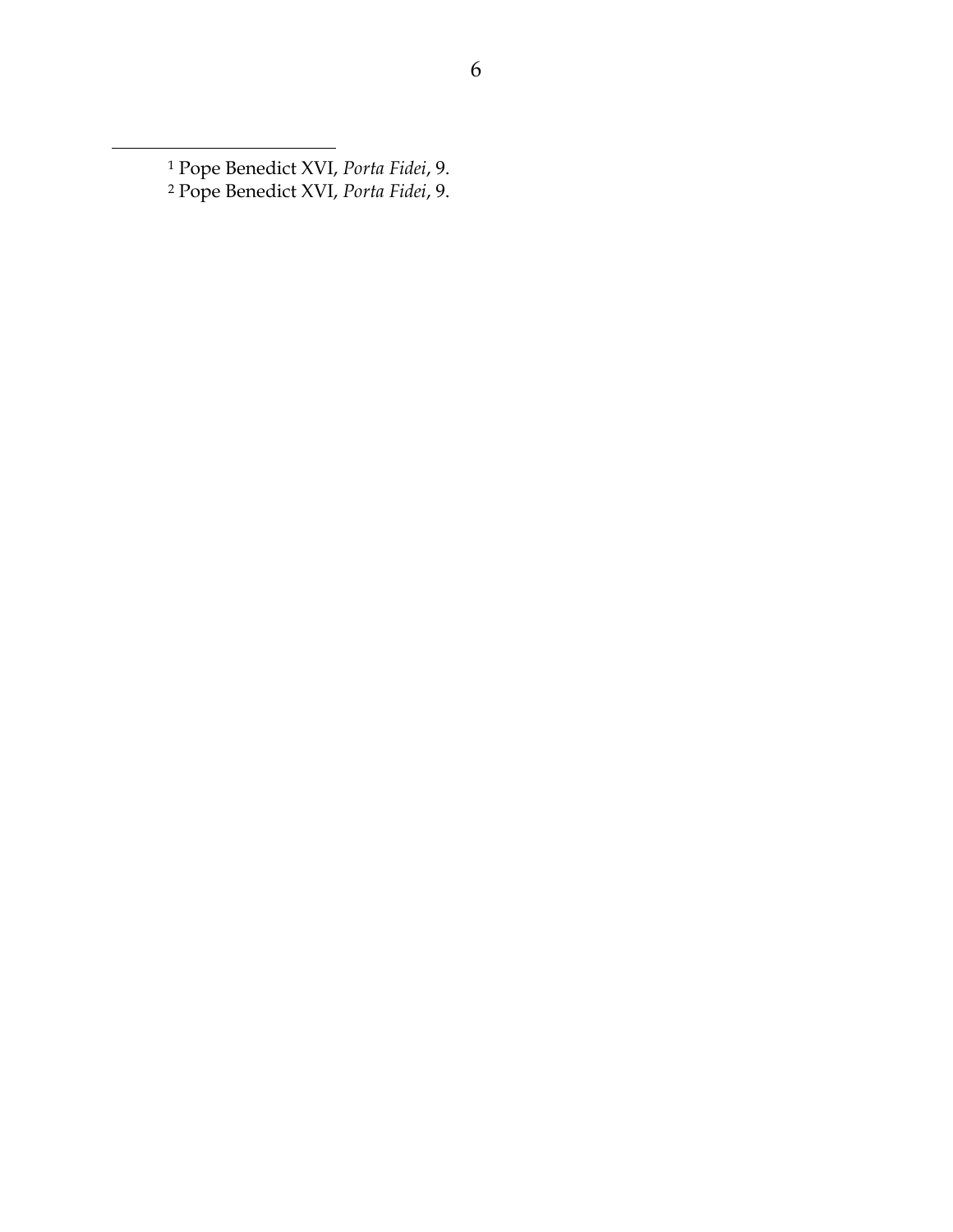[1] Pope Benedict XVI, *Porta Fidei*, 9.

[2] Pope Benedict XVI, *Porta Fidei*, 9.